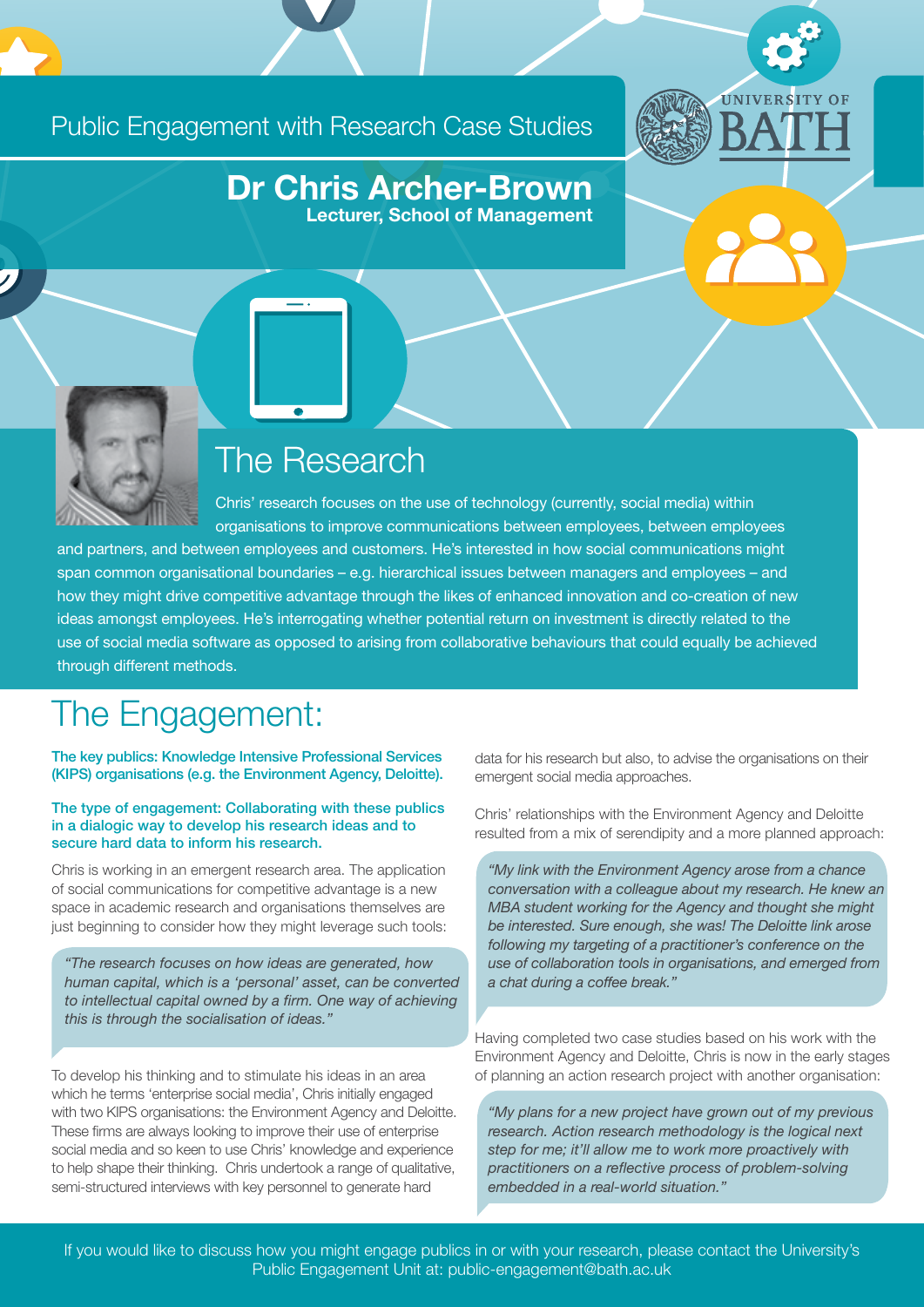Public Engagement with Research Case Studies

# Dr Chris Archer-Brown

**Lecturer, School of Management**

## The Research

Chris' research focuses on the use of technology (currently, social media) within organisations to improve communications between employees, between employees and partners, and between employees and customers. He's interested in how social communications might span common organisational boundaries – e.g. hierarchical issues between managers and employees – and how they might drive competitive advantage through the likes of enhanced innovation and co-creation of new ideas amongst employees. He's interrogating whether potential return on investment is directly related to the use of social media software as opposed to arising from collaborative behaviours that could equally be achieved through different methods.

## The Engagement:

**The key publics: Knowledge Intensive Professional Services (KIPS) organisations (e.g. the Environment Agency, Deloitte).**

**The type of engagement: Collaborating with these publics in a dialogic way to develop his research ideas and to secure hard data to inform his research.**

Chris is working in an emergent research area. The application of social communications for competitive advantage is a new space in academic research and organisations themselves are just beginning to consider how they might leverage such tools:

> *"The research focuses on how ideas are generated, how human capital, which is a 'personal' asset, can be converted to intellectual capital owned by a firm. One way of achieving this is through the socialisation of ideas."*

To develop his thinking and to stimulate his ideas in an area which he terms 'enterprise social media', Chris initially engaged with two KIPS organisations: the Environment Agency and Deloitte. These firms are always looking to improve their use of enterprise social media and so keen to use Chris' knowledge and experience to help shape their thinking. Chris undertook a range of qualitative, semi-structured interviews with key personnel to generate hard data for his research but also, to advise the organisations on their emergent social media approaches.

Chris' relationships with the Environment Agency and Deloitte resulted from a mix of serendipity and a more planned approach:

> *"My link with the Environment Agency arose from a chance conversation with a colleague about my research. He knew an MBA student working for the Agency and thought she might be interested. Sure enough, she was! The Deloitte link arose following my targeting of a practitioner's conference on the use of collaboration tools in organisations, and emerged from a chat during a coffee break."*

Having completed two case studies based on his work with the Environment Agency and Deloitte, Chris is now in the early stages of planning an action research project with another organisation:

> *"My plans for a new project have grown out of my previous research. Action research methodology is the logical next step for me; it'll allow me to work more proactively with practitioners on a reflective process of problem-solving embedded in a real-world situation."*

If you would like to discuss how you might engage publics in or with your research, please contact the University's Public Engagement Unit at: public-engagement@bath.ac.uk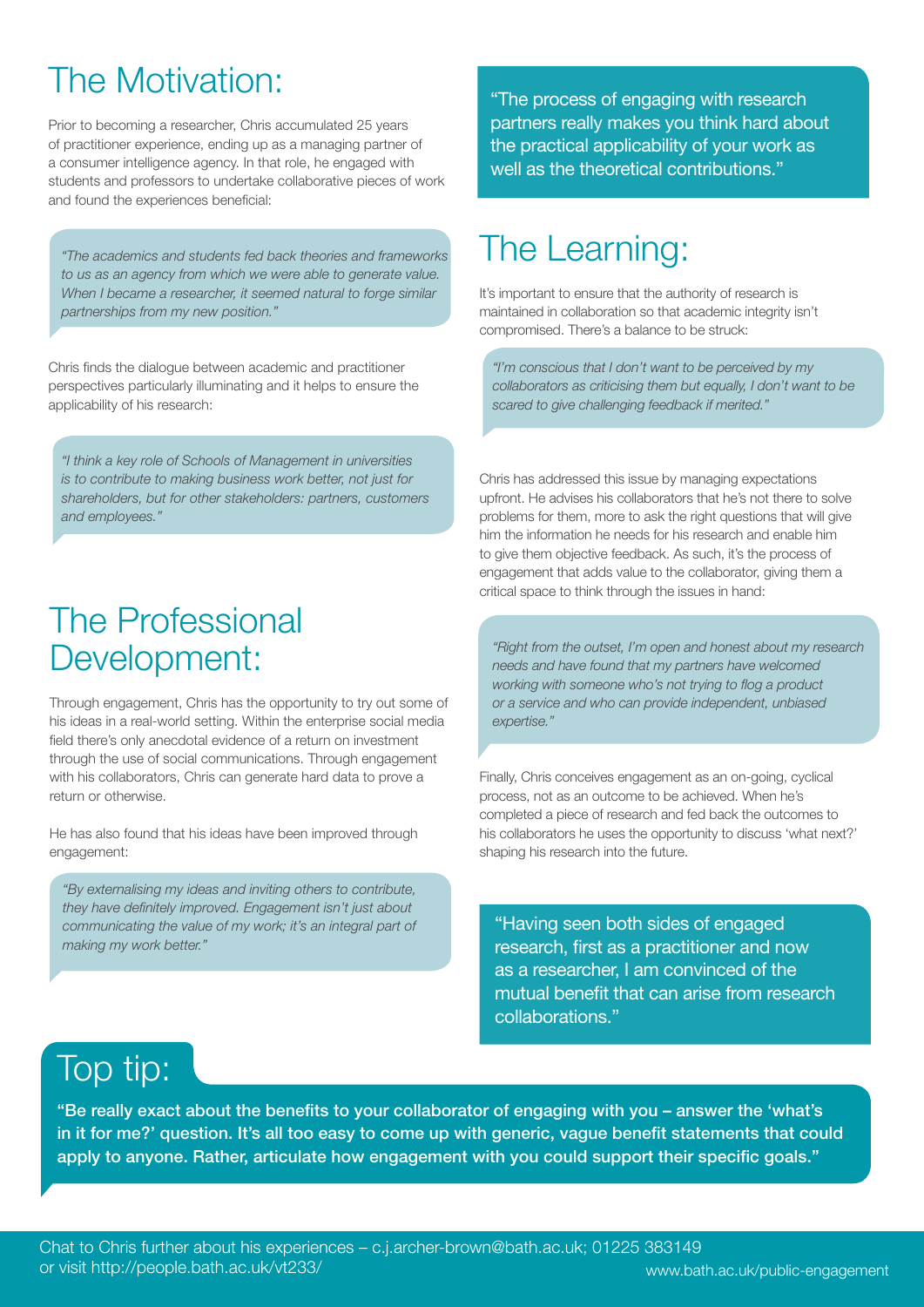## The Motivation:

Prior to becoming a researcher, Chris accumulated 25 years of practitioner experience, ending up as a managing partner of a consumer intelligence agency. In that role, he engaged with students and professors to undertake collaborative pieces of work and found the experiences beneficial:

*"The academics and students fed back theories and frameworks to us as an agency from which we were able to generate value. When I became a researcher, it seemed natural to forge similar partnerships from my new position."*

Chris finds the dialogue between academic and practitioner perspectives particularly illuminating and it helps to ensure the applicability of his research:

*"I think a key role of Schools of Management in universities is to contribute to making business work better, not just for shareholders, but for other stakeholders: partners, customers and employees."*

## The Professional Development:

Through engagement, Chris has the opportunity to try out some of his ideas in a real-world setting. Within the enterprise social media field there's only anecdotal evidence of a return on investment through the use of social communications. Through engagement with his collaborators, Chris can generate hard data to prove a return or otherwise.

He has also found that his ideas have been improved through engagement:

*"By externalising my ideas and inviting others to contribute, they have definitely improved. Engagement isn't just about communicating the value of my work; it's an integral part of making my work better."*

"The process of engaging with research partners really makes you think hard about the practical applicability of your work as well as the theoretical contributions."

## The Learning:

It's important to ensure that the authority of research is maintained in collaboration so that academic integrity isn't compromised. There's a balance to be struck:

*"I'm conscious that I don't want to be perceived by my collaborators as criticising them but equally, I don't want to be scared to give challenging feedback if merited."*

Chris has addressed this issue by managing expectations upfront. He advises his collaborators that he's not there to solve problems for them, more to ask the right questions that will give him the information he needs for his research and enable him to give them objective feedback. As such, it's the process of engagement that adds value to the collaborator, giving them a critical space to think through the issues in hand:

*"Right from the outset, I'm open and honest about my research needs and have found that my partners have welcomed working with someone who's not trying to flog a product or a service and who can provide independent, unbiased expertise."*

Finally, Chris conceives engagement as an on-going, cyclical process, not as an outcome to be achieved. When he's completed a piece of research and fed back the outcomes to his collaborators he uses the opportunity to discuss 'what next?' shaping his research into the future.

"Having seen both sides of engaged research, first as a practitioner and now as a researcher, I am convinced of the mutual benefit that can arise from research collaborations."

## Top tip:

**"Be really exact about the benefits to your collaborator of engaging with you – answer the 'what's in it for me?' question. It's all too easy to come up with generic, vague benefit statements that could apply to anyone. Rather, articulate how engagement with you could support their specific goals."**

Chat to Chris further about his experiences – c.j.archer-brown@bath.ac.uk; 01225 383149
or visit http://people.bath.ac.uk/vt233/

www.bath.ac.uk/public-engagement